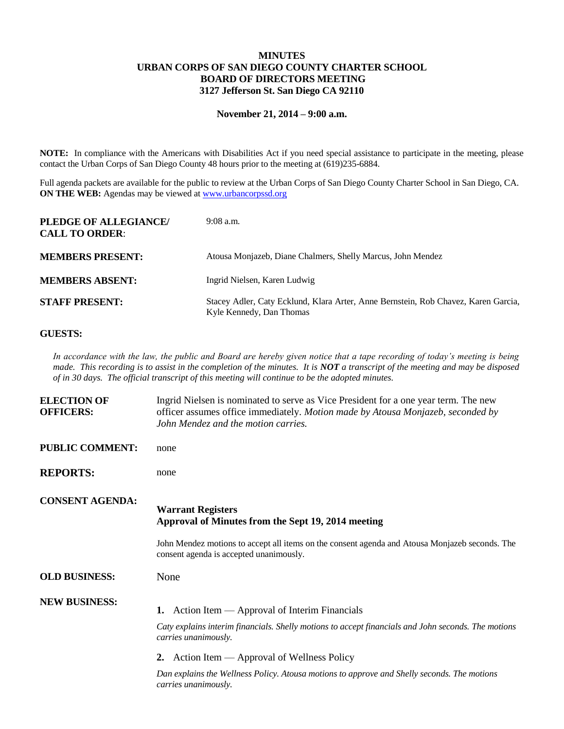# MINUTES
# URBAN CORPS OF SAN DIEGO COUNTY CHARTER SCHOOL
# BOARD OF DIRECTORS MEETING
# 3127 Jefferson St. San Diego CA 92110

**November 21, 2014 – 9:00 a.m.**

**NOTE:** In compliance with the Americans with Disabilities Act if you need special assistance to participate in the meeting, please contact the Urban Corps of San Diego County 48 hours prior to the meeting at (619)235-6884.

Full agenda packets are available for the public to review at the Urban Corps of San Diego County Charter School in San Diego, CA.
**ON THE WEB:** Agendas may be viewed at www.urbancorpssd.org

**PLEDGE OF ALLEGIANCE/ CALL TO ORDER**: 9:08 a.m.

**MEMBERS PRESENT:** Atousa Monjazeb, Diane Chalmers, Shelly Marcus, John Mendez

**MEMBERS ABSENT:** Ingrid Nielsen, Karen Ludwig

**STAFF PRESENT:** Stacey Adler, Caty Ecklund, Klara Arter, Anne Bernstein, Rob Chavez, Karen Garcia, Kyle Kennedy, Dan Thomas

**GUESTS:**

*In accordance with the law, the public and Board are hereby given notice that a tape recording of today's meeting is being made. This recording is to assist in the completion of the minutes. It is **NOT** a transcript of the meeting and may be disposed of in 30 days. The official transcript of this meeting will continue to be the adopted minutes.*

**ELECTION OF OFFICERS:** Ingrid Nielsen is nominated to serve as Vice President for a one year term. The new officer assumes office immediately. *Motion made by Atousa Monjazeb, seconded by John Mendez and the motion carries.*

**PUBLIC COMMENT:** none

**REPORTS:** none

**CONSENT AGENDA:**

**Warrant Registers**
**Approval of Minutes from the Sept 19, 2014 meeting**

John Mendez motions to accept all items on the consent agenda and Atousa Monjazeb seconds. The consent agenda is accepted unanimously.

**OLD BUSINESS:** None

**NEW BUSINESS:**

**1.** Action Item — Approval of Interim Financials

*Caty explains interim financials. Shelly motions to accept financials and John seconds. The motions carries unanimously.*

**2.** Action Item — Approval of Wellness Policy

*Dan explains the Wellness Policy. Atousa motions to approve and Shelly seconds. The motions carries unanimously.*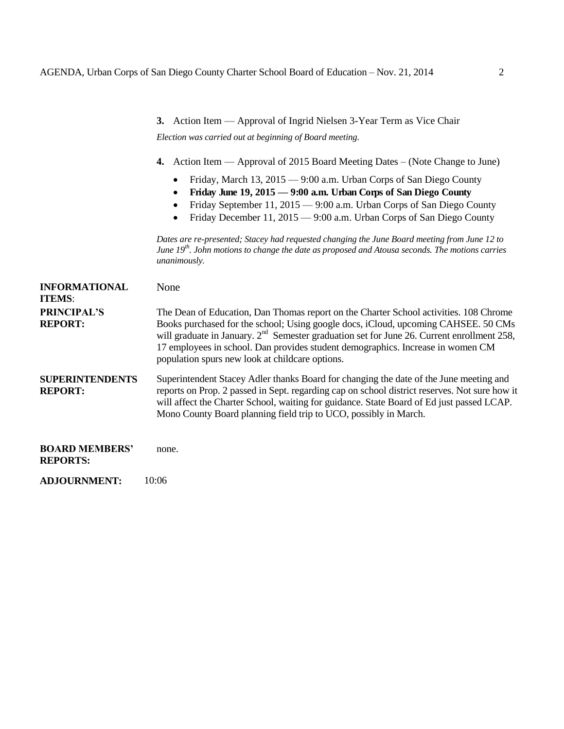**3.** Action Item — Approval of Ingrid Nielsen 3-Year Term as Vice Chair

*Election was carried out at beginning of Board meeting.*

**4.** Action Item — Approval of 2015 Board Meeting Dates – (Note Change to June)

- Friday, March 13, 2015 — 9:00 a.m. Urban Corps of San Diego County
- **Friday June 19, 2015 — 9:00 a.m. Urban Corps of San Diego County**
- Friday September 11, 2015 — 9:00 a.m. Urban Corps of San Diego County
- Friday December 11, 2015 — 9:00 a.m. Urban Corps of San Diego County

*Dates are re-presented; Stacey had requested changing the June Board meeting from June 12 to June 19th. John motions to change the date as proposed and Atousa seconds. The motions carries unanimously.*

**INFORMATIONAL ITEMS**: None

**PRINCIPAL'S REPORT:** The Dean of Education, Dan Thomas report on the Charter School activities. 108 Chrome Books purchased for the school; Using google docs, iCloud, upcoming CAHSEE. 50 CMs will graduate in January. 2nd Semester graduation set for June 26. Current enrollment 258, 17 employees in school. Dan provides student demographics. Increase in women CM population spurs new look at childcare options.

**SUPERINTENDENTS REPORT:** Superintendent Stacey Adler thanks Board for changing the date of the June meeting and reports on Prop. 2 passed in Sept. regarding cap on school district reserves. Not sure how it will affect the Charter School, waiting for guidance. State Board of Ed just passed LCAP. Mono County Board planning field trip to UCO, possibly in March.

**BOARD MEMBERS' REPORTS:** none.

**ADJOURNMENT:** 10:06